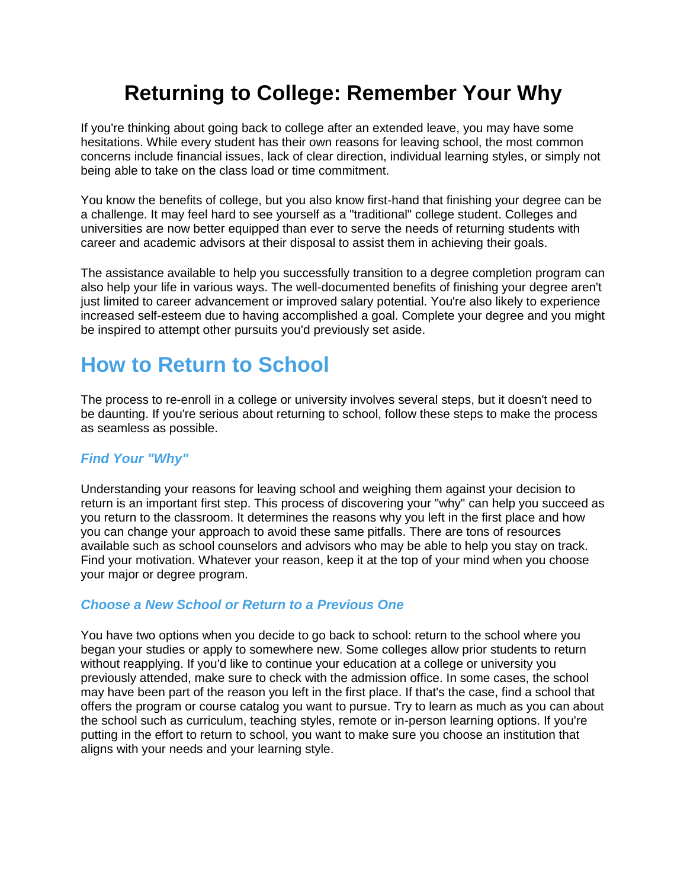# Returning to College: Remember Your Why

If you're thinking about going back to college after an extended leave, you may have some hesitations. While every student has their own reasons for leaving school, the most common concerns include financial issues, lack of clear direction, individual learning styles, or simply not being able to take on the class load or time commitment.

You know the benefits of college, but you also know first-hand that finishing your degree can be a challenge. It may feel hard to see yourself as a "traditional" college student. Colleges and universities are now better equipped than ever to serve the needs of returning students with career and academic advisors at their disposal to assist them in achieving their goals.

The assistance available to help you successfully transition to a degree completion program can also help your life in various ways. The well-documented benefits of finishing your degree aren't just limited to career advancement or improved salary potential. You're also likely to experience increased self-esteem due to having accomplished a goal. Complete your degree and you might be inspired to attempt other pursuits you'd previously set aside.

## How to Return to School

The process to re-enroll in a college or university involves several steps, but it doesn't need to be daunting. If you're serious about returning to school, follow these steps to make the process as seamless as possible.

### *Find Your "Why"*

Understanding your reasons for leaving school and weighing them against your decision to return is an important first step. This process of discovering your "why" can help you succeed as you return to the classroom. It determines the reasons why you left in the first place and how you can change your approach to avoid these same pitfalls. There are tons of resources available such as school counselors and advisors who may be able to help you stay on track. Find your motivation. Whatever your reason, keep it at the top of your mind when you choose your major or degree program.

### *Choose a New School or Return to a Previous One*

You have two options when you decide to go back to school: return to the school where you began your studies or apply to somewhere new. Some colleges allow prior students to return without reapplying. If you'd like to continue your education at a college or university you previously attended, make sure to check with the admission office. In some cases, the school may have been part of the reason you left in the first place. If that's the case, find a school that offers the program or course catalog you want to pursue. Try to learn as much as you can about the school such as curriculum, teaching styles, remote or in-person learning options. If you're putting in the effort to return to school, you want to make sure you choose an institution that aligns with your needs and your learning style.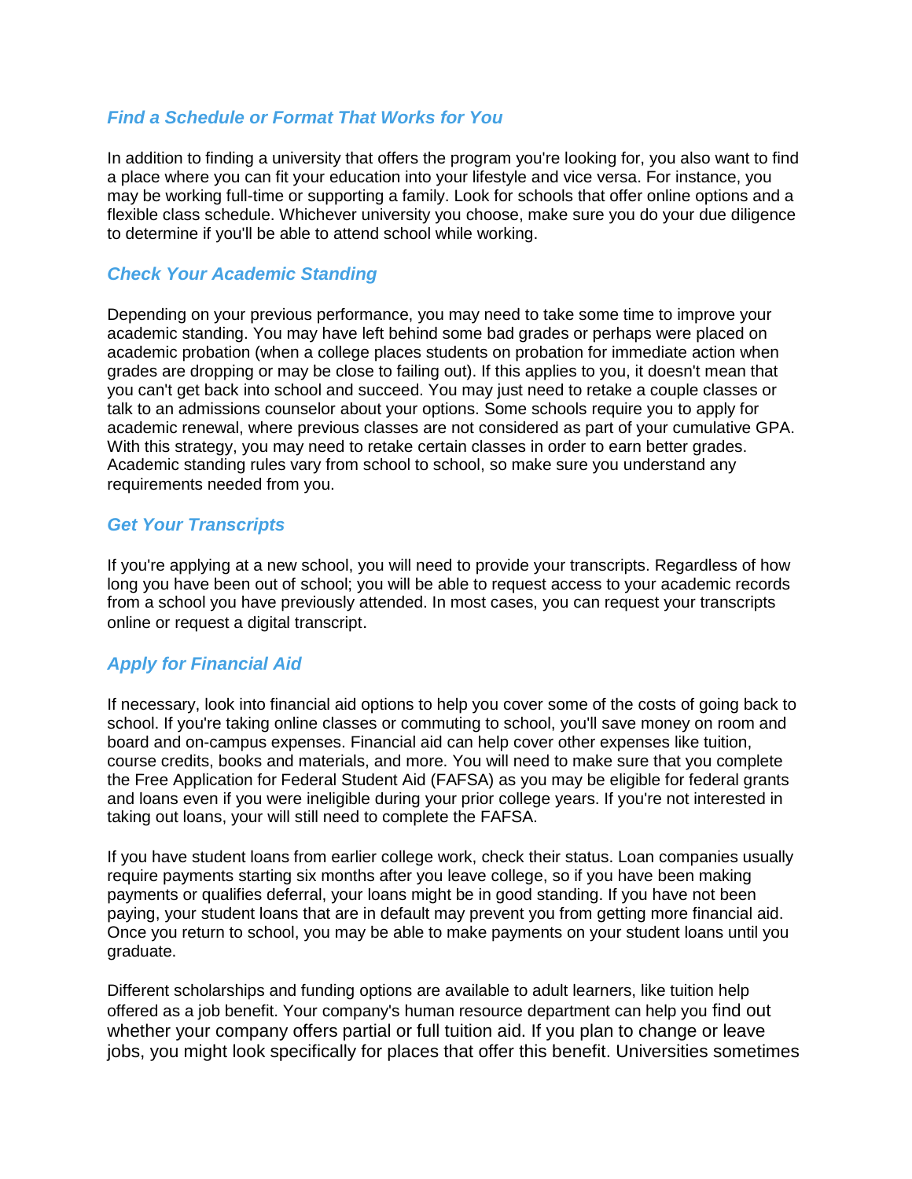### *Find a Schedule or Format That Works for You*

In addition to finding a university that offers the program you're looking for, you also want to find a place where you can fit your education into your lifestyle and vice versa. For instance, you may be working full-time or supporting a family. Look for schools that offer online options and a flexible class schedule. Whichever university you choose, make sure you do your due diligence to determine if you'll be able to attend school while working.

### *Check Your Academic Standing*

Depending on your previous performance, you may need to take some time to improve your academic standing. You may have left behind some bad grades or perhaps were placed on academic probation (when a college places students on probation for immediate action when grades are dropping or may be close to failing out). If this applies to you, it doesn't mean that you can't get back into school and succeed. You may just need to retake a couple classes or talk to an admissions counselor about your options. Some schools require you to apply for academic renewal, where previous classes are not considered as part of your cumulative GPA. With this strategy, you may need to retake certain classes in order to earn better grades. Academic standing rules vary from school to school, so make sure you understand any requirements needed from you.

### *Get Your Transcripts*

If you're applying at a new school, you will need to provide your transcripts. Regardless of how long you have been out of school; you will be able to request access to your academic records from a school you have previously attended. In most cases, you can request your transcripts online or request a digital transcript.

### *Apply for Financial Aid*

If necessary, look into financial aid options to help you cover some of the costs of going back to school. If you're taking online classes or commuting to school, you'll save money on room and board and on-campus expenses. Financial aid can help cover other expenses like tuition, course credits, books and materials, and more. You will need to make sure that you complete the Free Application for Federal Student Aid (FAFSA) as you may be eligible for federal grants and loans even if you were ineligible during your prior college years. If you're not interested in taking out loans, your will still need to complete the FAFSA.

If you have student loans from earlier college work, check their status. Loan companies usually require payments starting six months after you leave college, so if you have been making payments or qualifies deferral, your loans might be in good standing. If you have not been paying, your student loans that are in default may prevent you from getting more financial aid. Once you return to school, you may be able to make payments on your student loans until you graduate.

Different scholarships and funding options are available to adult learners, like tuition help offered as a job benefit. Your company's human resource department can help you find out whether your company offers partial or full tuition aid. If you plan to change or leave jobs, you might look specifically for places that offer this benefit. Universities sometimes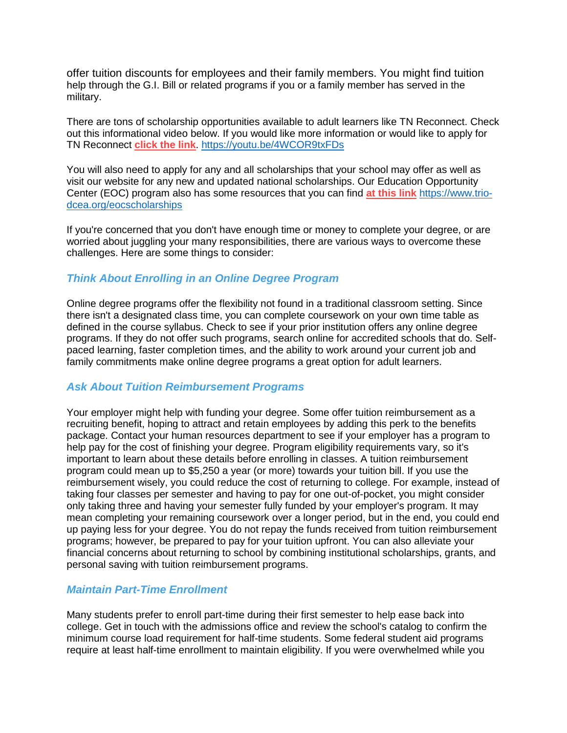offer tuition discounts for employees and their family members. You might find tuition help through the G.I. Bill or related programs if you or a family member has served in the military.

There are tons of scholarship opportunities available to adult learners like TN Reconnect. Check out this informational video below. If you would like more information or would like to apply for TN Reconnect **click the link**. https://youtu.be/4WCOR9txFDs

You will also need to apply for any and all scholarships that your school may offer as well as visit our website for any new and updated national scholarships. Our Education Opportunity Center (EOC) program also has some resources that you can find **at this link** https://www.trio-dcea.org/eocscholarships

If you're concerned that you don't have enough time or money to complete your degree, or are worried about juggling your many responsibilities, there are various ways to overcome these challenges. Here are some things to consider:

### *Think About Enrolling in an Online Degree Program*

Online degree programs offer the flexibility not found in a traditional classroom setting. Since there isn't a designated class time, you can complete coursework on your own time table as defined in the course syllabus. Check to see if your prior institution offers any online degree programs. If they do not offer such programs, search online for accredited schools that do. Self-paced learning, faster completion times, and the ability to work around your current job and family commitments make online degree programs a great option for adult learners.

### *Ask About Tuition Reimbursement Programs*

Your employer might help with funding your degree. Some offer tuition reimbursement as a recruiting benefit, hoping to attract and retain employees by adding this perk to the benefits package. Contact your human resources department to see if your employer has a program to help pay for the cost of finishing your degree. Program eligibility requirements vary, so it's important to learn about these details before enrolling in classes. A tuition reimbursement program could mean up to $5,250 a year (or more) towards your tuition bill. If you use the reimbursement wisely, you could reduce the cost of returning to college. For example, instead of taking four classes per semester and having to pay for one out-of-pocket, you might consider only taking three and having your semester fully funded by your employer's program. It may mean completing your remaining coursework over a longer period, but in the end, you could end up paying less for your degree. You do not repay the funds received from tuition reimbursement programs; however, be prepared to pay for your tuition upfront. You can also alleviate your financial concerns about returning to school by combining institutional scholarships, grants, and personal saving with tuition reimbursement programs.

### *Maintain Part-Time Enrollment*

Many students prefer to enroll part-time during their first semester to help ease back into college. Get in touch with the admissions office and review the school's catalog to confirm the minimum course load requirement for half-time students. Some federal student aid programs require at least half-time enrollment to maintain eligibility. If you were overwhelmed while you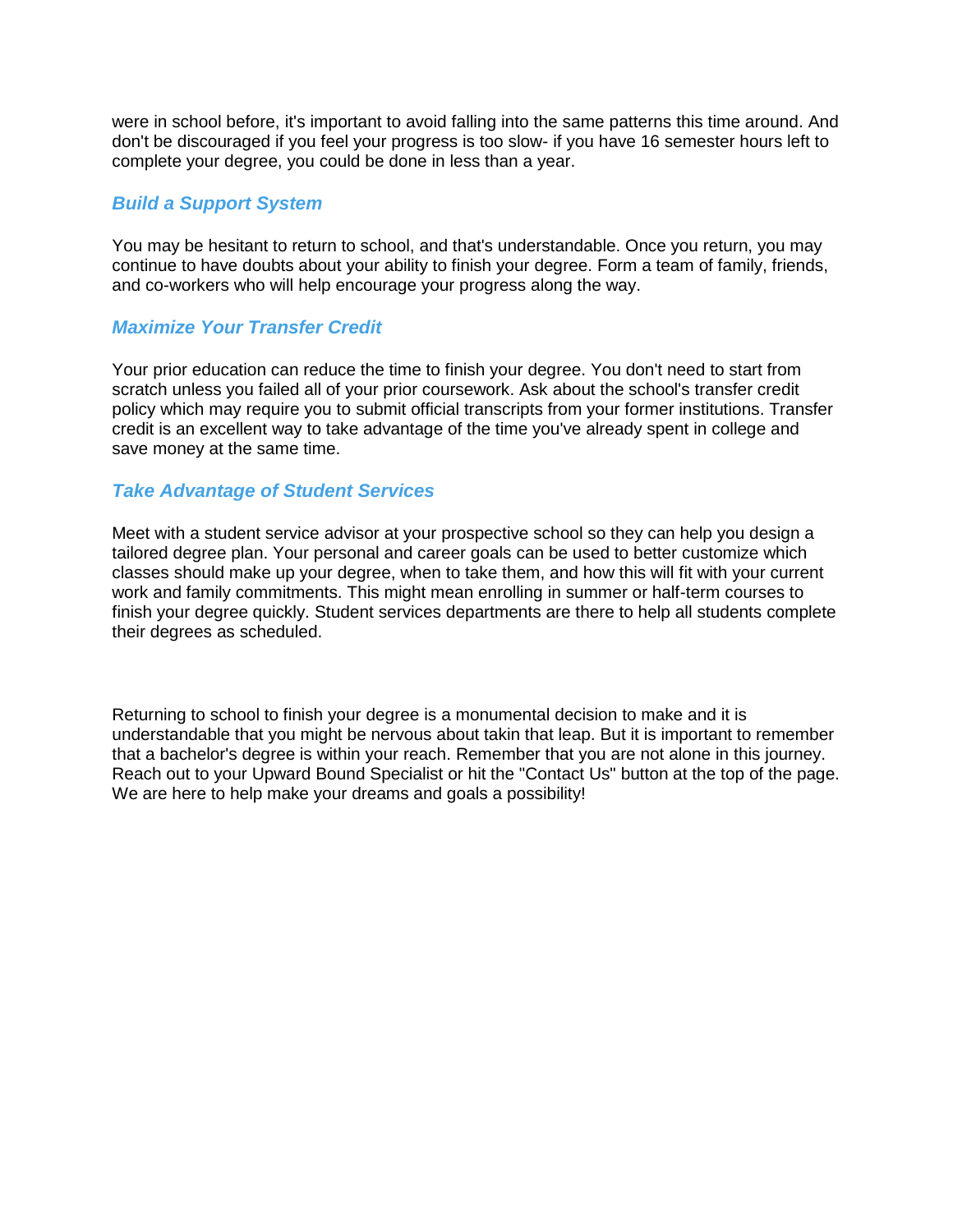were in school before, it's important to avoid falling into the same patterns this time around. And don't be discouraged if you feel your progress is too slow- if you have 16 semester hours left to complete your degree, you could be done in less than a year.

### *Build a Support System*

You may be hesitant to return to school, and that's understandable. Once you return, you may continue to have doubts about your ability to finish your degree. Form a team of family, friends, and co-workers who will help encourage your progress along the way.

### *Maximize Your Transfer Credit*

Your prior education can reduce the time to finish your degree. You don't need to start from scratch unless you failed all of your prior coursework. Ask about the school's transfer credit policy which may require you to submit official transcripts from your former institutions. Transfer credit is an excellent way to take advantage of the time you've already spent in college and save money at the same time.

### *Take Advantage of Student Services*

Meet with a student service advisor at your prospective school so they can help you design a tailored degree plan. Your personal and career goals can be used to better customize which classes should make up your degree, when to take them, and how this will fit with your current work and family commitments. This might mean enrolling in summer or half-term courses to finish your degree quickly. Student services departments are there to help all students complete their degrees as scheduled.

Returning to school to finish your degree is a monumental decision to make and it is understandable that you might be nervous about takin that leap. But it is important to remember that a bachelor's degree is within your reach. Remember that you are not alone in this journey. Reach out to your Upward Bound Specialist or hit the "Contact Us" button at the top of the page. We are here to help make your dreams and goals a possibility!